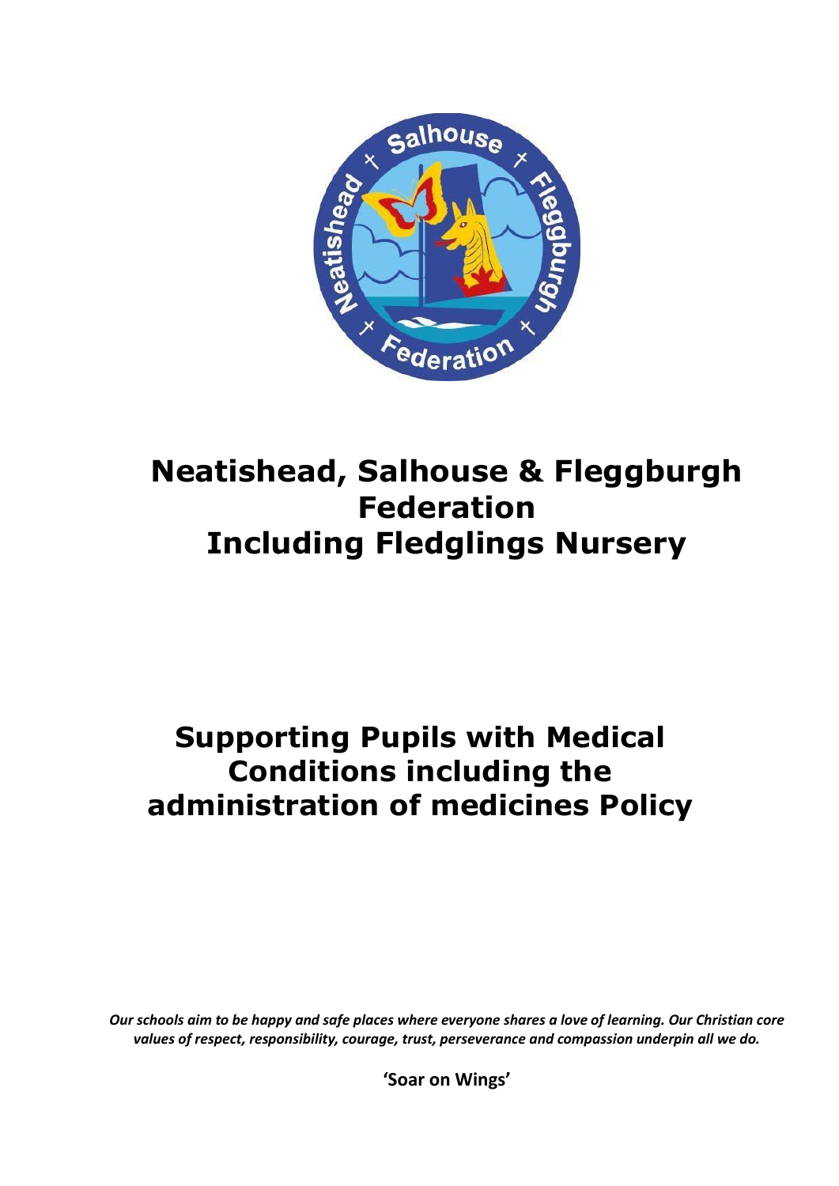# Neatishead, Salhouse & Fleggburgh Federation Including Fledglings Nursery

# Supporting Pupils with Medical Conditions including the administration of medicines Policy

***Our schools aim to be happy and safe places where everyone shares a love of learning. Our Christian core values of respect, responsibility, courage, trust, perseverance and compassion underpin all we do.***

**'Soar on Wings'**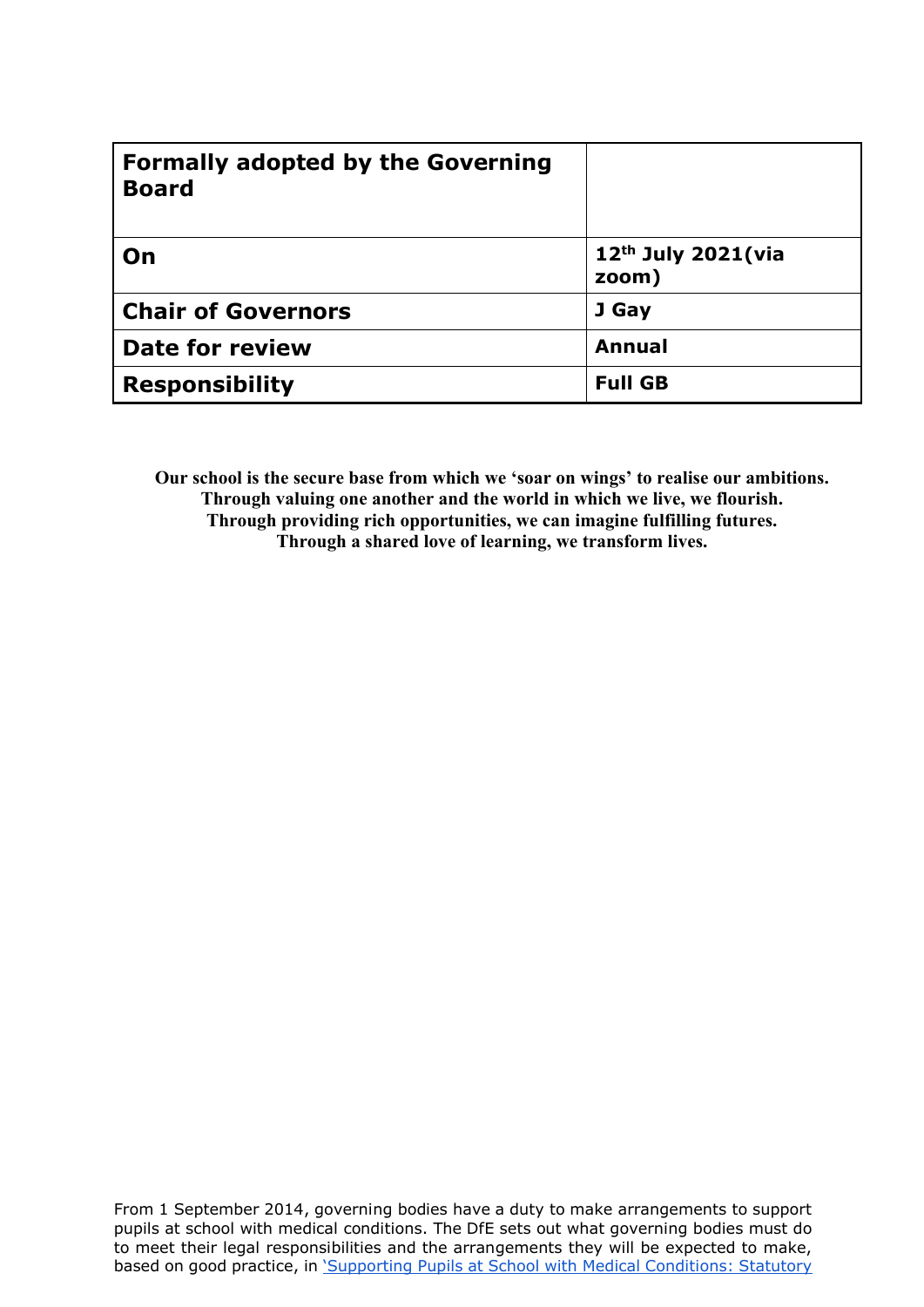| **Formally adopted by the Governing Board** | |
|---|---|
| **On** | **12th July 2021(via zoom)** |
| **Chair of Governors** | **J Gay** |
| **Date for review** | **Annual** |
| **Responsibility** | **Full GB** |

**Our school is the secure base from which we 'soar on wings' to realise our ambitions.**
**Through valuing one another and the world in which we live, we flourish.**
**Through providing rich opportunities, we can imagine fulfilling futures.**
**Through a shared love of learning, we transform lives.**

From 1 September 2014, governing bodies have a duty to make arrangements to support pupils at school with medical conditions. The DfE sets out what governing bodies must do to meet their legal responsibilities and the arrangements they will be expected to make, based on good practice, in 'Supporting Pupils at School with Medical Conditions: Statutory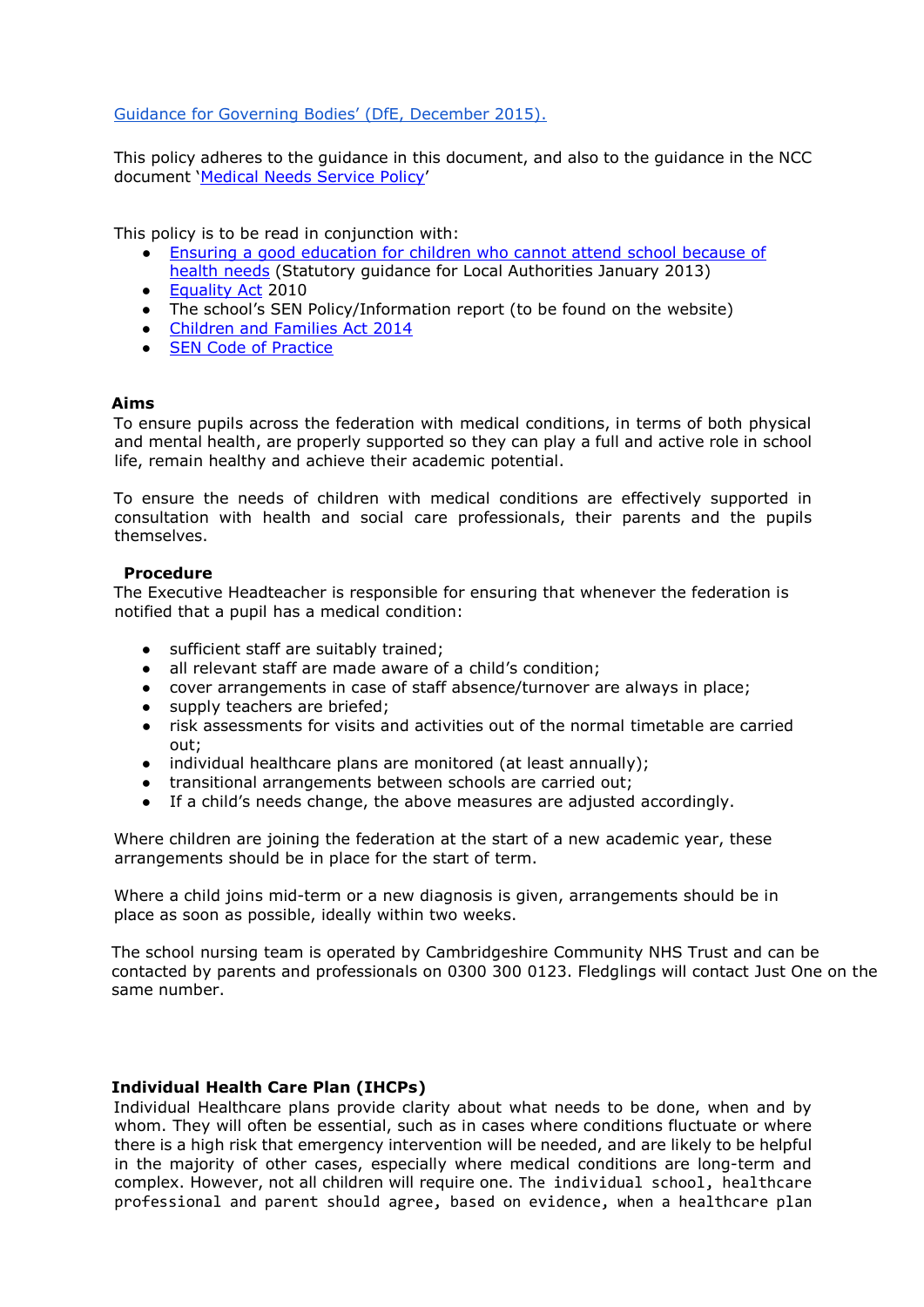Guidance for Governing Bodies' (DfE, December 2015).

This policy adheres to the guidance in this document, and also to the guidance in the NCC document 'Medical Needs Service Policy'

This policy is to be read in conjunction with:

- Ensuring a good education for children who cannot attend school because of health needs (Statutory guidance for Local Authorities January 2013)
- Equality Act 2010
- The school's SEN Policy/Information report (to be found on the website)
- Children and Families Act 2014
- SEN Code of Practice

**Aims**

To ensure pupils across the federation with medical conditions, in terms of both physical and mental health, are properly supported so they can play a full and active role in school life, remain healthy and achieve their academic potential.

To ensure the needs of children with medical conditions are effectively supported in consultation with health and social care professionals, their parents and the pupils themselves.

**Procedure**

The Executive Headteacher is responsible for ensuring that whenever the federation is notified that a pupil has a medical condition:

- sufficient staff are suitably trained;
- all relevant staff are made aware of a child's condition;
- cover arrangements in case of staff absence/turnover are always in place;
- supply teachers are briefed;
- risk assessments for visits and activities out of the normal timetable are carried out;
- individual healthcare plans are monitored (at least annually);
- transitional arrangements between schools are carried out;
- If a child's needs change, the above measures are adjusted accordingly.

Where children are joining the federation at the start of a new academic year, these arrangements should be in place for the start of term.

Where a child joins mid-term or a new diagnosis is given, arrangements should be in place as soon as possible, ideally within two weeks.

The school nursing team is operated by Cambridgeshire Community NHS Trust and can be contacted by parents and professionals on 0300 300 0123. Fledglings will contact Just One on the same number.

**Individual Health Care Plan (IHCPs)**

Individual Healthcare plans provide clarity about what needs to be done, when and by whom. They will often be essential, such as in cases where conditions fluctuate or where there is a high risk that emergency intervention will be needed, and are likely to be helpful in the majority of other cases, especially where medical conditions are long-term and complex. However, not all children will require one. The individual school, healthcare professional and parent should agree, based on evidence, when a healthcare plan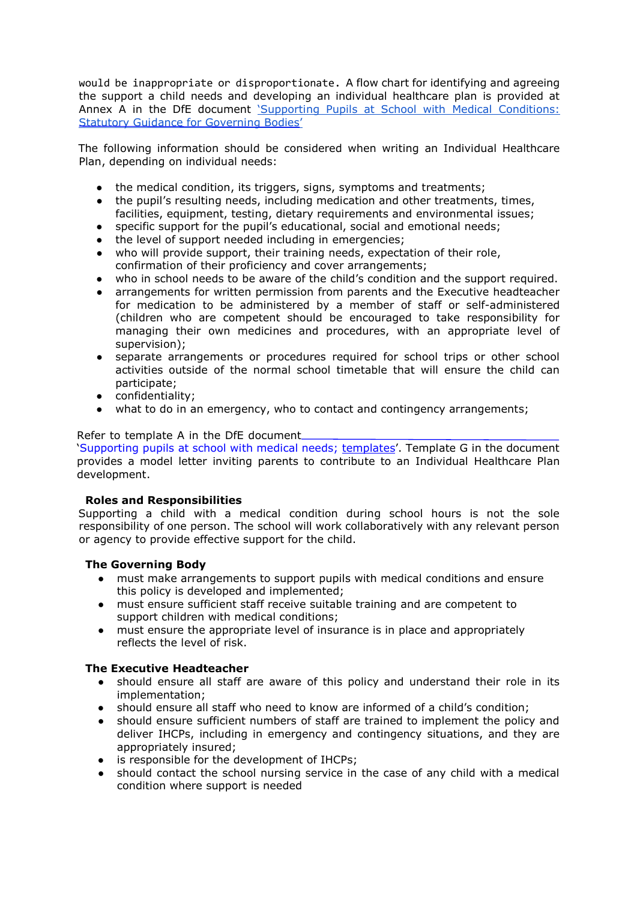would be inappropriate or disproportionate. A flow chart for identifying and agreeing the support a child needs and developing an individual healthcare plan is provided at Annex A in the DfE document 'Supporting Pupils at School with Medical Conditions: Statutory Guidance for Governing Bodies'

The following information should be considered when writing an Individual Healthcare Plan, depending on individual needs:

- the medical condition, its triggers, signs, symptoms and treatments;
- the pupil's resulting needs, including medication and other treatments, times, facilities, equipment, testing, dietary requirements and environmental issues;
- specific support for the pupil's educational, social and emotional needs;
- the level of support needed including in emergencies;
- who will provide support, their training needs, expectation of their role, confirmation of their proficiency and cover arrangements;
- who in school needs to be aware of the child's condition and the support required.
- arrangements for written permission from parents and the Executive headteacher for medication to be administered by a member of staff or self-administered (children who are competent should be encouraged to take responsibility for managing their own medicines and procedures, with an appropriate level of supervision);
- separate arrangements or procedures required for school trips or other school activities outside of the normal school timetable that will ensure the child can participate;
- confidentiality;
- what to do in an emergency, who to contact and contingency arrangements;

Refer to template A in the DfE document 'Supporting pupils at school with medical needs; templates'. Template G in the document provides a model letter inviting parents to contribute to an Individual Healthcare Plan development.

**Roles and Responsibilities**

Supporting a child with a medical condition during school hours is not the sole responsibility of one person. The school will work collaboratively with any relevant person or agency to provide effective support for the child.

**The Governing Body**

- must make arrangements to support pupils with medical conditions and ensure this policy is developed and implemented;
- must ensure sufficient staff receive suitable training and are competent to support children with medical conditions;
- must ensure the appropriate level of insurance is in place and appropriately reflects the level of risk.

**The Executive Headteacher**

- should ensure all staff are aware of this policy and understand their role in its implementation;
- should ensure all staff who need to know are informed of a child's condition;
- should ensure sufficient numbers of staff are trained to implement the policy and deliver IHCPs, including in emergency and contingency situations, and they are appropriately insured;
- is responsible for the development of IHCPs;
- should contact the school nursing service in the case of any child with a medical condition where support is needed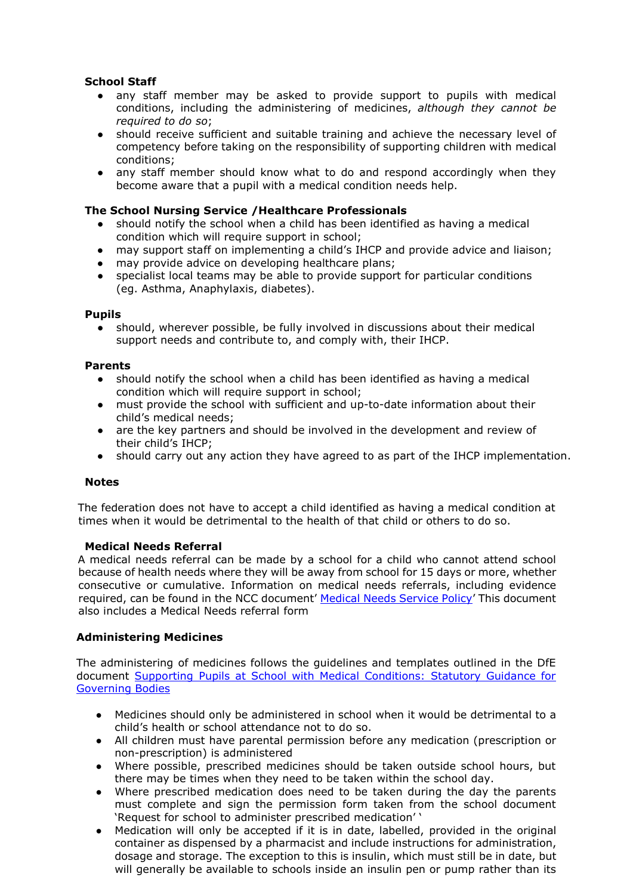**School Staff**

- any staff member may be asked to provide support to pupils with medical conditions, including the administering of medicines, *although they cannot be required to do so*;
- should receive sufficient and suitable training and achieve the necessary level of competency before taking on the responsibility of supporting children with medical conditions;
- any staff member should know what to do and respond accordingly when they become aware that a pupil with a medical condition needs help.

**The School Nursing Service /Healthcare Professionals**

- should notify the school when a child has been identified as having a medical condition which will require support in school;
- may support staff on implementing a child's IHCP and provide advice and liaison;
- may provide advice on developing healthcare plans;
- specialist local teams may be able to provide support for particular conditions (eg. Asthma, Anaphylaxis, diabetes).

**Pupils**

- should, wherever possible, be fully involved in discussions about their medical support needs and contribute to, and comply with, their IHCP.

**Parents**

- should notify the school when a child has been identified as having a medical condition which will require support in school;
- must provide the school with sufficient and up-to-date information about their child's medical needs;
- are the key partners and should be involved in the development and review of their child's IHCP;
- should carry out any action they have agreed to as part of the IHCP implementation.

**Notes**

The federation does not have to accept a child identified as having a medical condition at times when it would be detrimental to the health of that child or others to do so.

**Medical Needs Referral**

A medical needs referral can be made by a school for a child who cannot attend school because of health needs where they will be away from school for 15 days or more, whether consecutive or cumulative. Information on medical needs referrals, including evidence required, can be found in the NCC document' Medical Needs Service Policy' This document also includes a Medical Needs referral form

**Administering Medicines**

The administering of medicines follows the guidelines and templates outlined in the DfE document Supporting Pupils at School with Medical Conditions: Statutory Guidance for Governing Bodies

- Medicines should only be administered in school when it would be detrimental to a child's health or school attendance not to do so.
- All children must have parental permission before any medication (prescription or non-prescription) is administered
- Where possible, prescribed medicines should be taken outside school hours, but there may be times when they need to be taken within the school day.
- Where prescribed medication does need to be taken during the day the parents must complete and sign the permission form taken from the school document 'Request for school to administer prescribed medication' '
- Medication will only be accepted if it is in date, labelled, provided in the original container as dispensed by a pharmacist and include instructions for administration, dosage and storage. The exception to this is insulin, which must still be in date, but will generally be available to schools inside an insulin pen or pump rather than its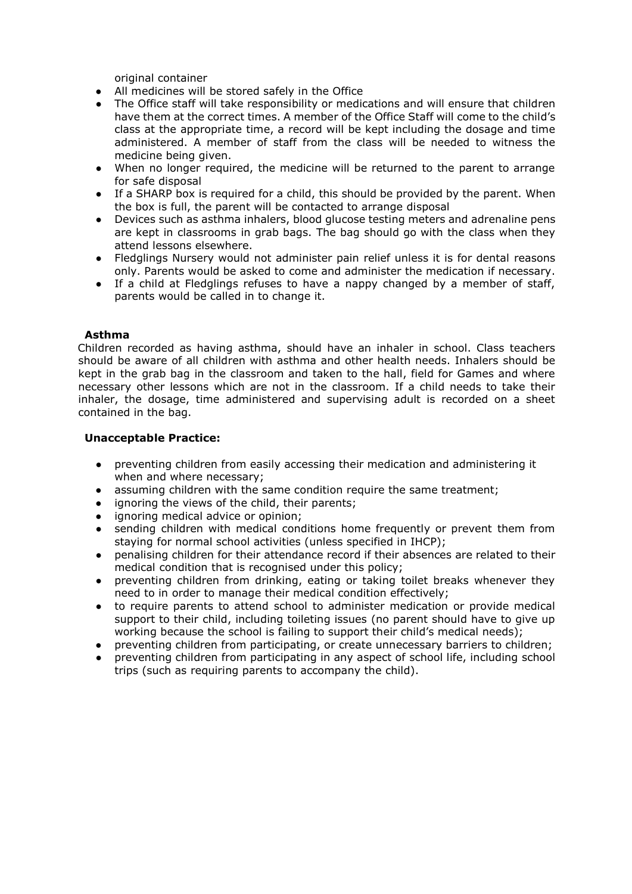original container

- All medicines will be stored safely in the Office
- The Office staff will take responsibility or medications and will ensure that children have them at the correct times. A member of the Office Staff will come to the child's class at the appropriate time, a record will be kept including the dosage and time administered. A member of staff from the class will be needed to witness the medicine being given.
- When no longer required, the medicine will be returned to the parent to arrange for safe disposal
- If a SHARP box is required for a child, this should be provided by the parent. When the box is full, the parent will be contacted to arrange disposal
- Devices such as asthma inhalers, blood glucose testing meters and adrenaline pens are kept in classrooms in grab bags. The bag should go with the class when they attend lessons elsewhere.
- Fledglings Nursery would not administer pain relief unless it is for dental reasons only. Parents would be asked to come and administer the medication if necessary.
- If a child at Fledglings refuses to have a nappy changed by a member of staff, parents would be called in to change it.

**Asthma**

Children recorded as having asthma, should have an inhaler in school. Class teachers should be aware of all children with asthma and other health needs. Inhalers should be kept in the grab bag in the classroom and taken to the hall, field for Games and where necessary other lessons which are not in the classroom. If a child needs to take their inhaler, the dosage, time administered and supervising adult is recorded on a sheet contained in the bag.

**Unacceptable Practice:**

- preventing children from easily accessing their medication and administering it when and where necessary;
- assuming children with the same condition require the same treatment;
- ignoring the views of the child, their parents;
- ignoring medical advice or opinion;
- sending children with medical conditions home frequently or prevent them from staying for normal school activities (unless specified in IHCP);
- penalising children for their attendance record if their absences are related to their medical condition that is recognised under this policy;
- preventing children from drinking, eating or taking toilet breaks whenever they need to in order to manage their medical condition effectively;
- to require parents to attend school to administer medication or provide medical support to their child, including toileting issues (no parent should have to give up working because the school is failing to support their child's medical needs);
- preventing children from participating, or create unnecessary barriers to children;
- preventing children from participating in any aspect of school life, including school trips (such as requiring parents to accompany the child).